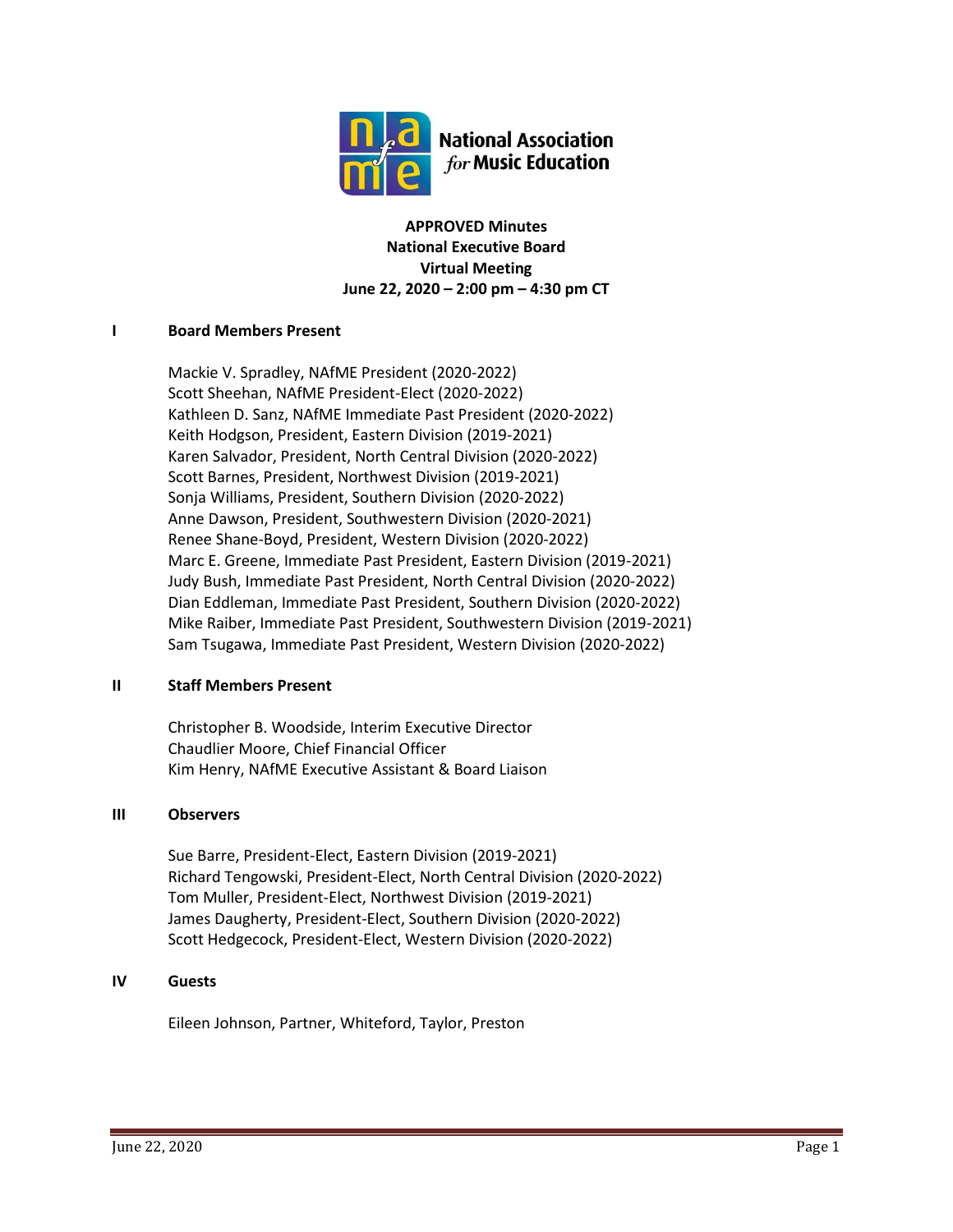National Association *for* Music Education

**APPROVED Minutes**
**National Executive Board**
**Virtual Meeting**
**June 22, 2020 – 2:00 pm – 4:30 pm CT**

## I Board Members Present

Mackie V. Spradley, NAfME President (2020-2022)
Scott Sheehan, NAfME President-Elect (2020-2022)
Kathleen D. Sanz, NAfME Immediate Past President (2020-2022)
Keith Hodgson, President, Eastern Division (2019-2021)
Karen Salvador, President, North Central Division (2020-2022)
Scott Barnes, President, Northwest Division (2019-2021)
Sonja Williams, President, Southern Division (2020-2022)
Anne Dawson, President, Southwestern Division (2020-2021)
Renee Shane-Boyd, President, Western Division (2020-2022)
Marc E. Greene, Immediate Past President, Eastern Division (2019-2021)
Judy Bush, Immediate Past President, North Central Division (2020-2022)
Dian Eddleman, Immediate Past President, Southern Division (2020-2022)
Mike Raiber, Immediate Past President, Southwestern Division (2019-2021)
Sam Tsugawa, Immediate Past President, Western Division (2020-2022)

## II Staff Members Present

Christopher B. Woodside, Interim Executive Director
Chaudlier Moore, Chief Financial Officer
Kim Henry, NAfME Executive Assistant & Board Liaison

## III Observers

Sue Barre, President-Elect, Eastern Division (2019-2021)
Richard Tengowski, President-Elect, North Central Division (2020-2022)
Tom Muller, President-Elect, Northwest Division (2019-2021)
James Daugherty, President-Elect, Southern Division (2020-2022)
Scott Hedgecock, President-Elect, Western Division (2020-2022)

## IV Guests

Eileen Johnson, Partner, Whiteford, Taylor, Preston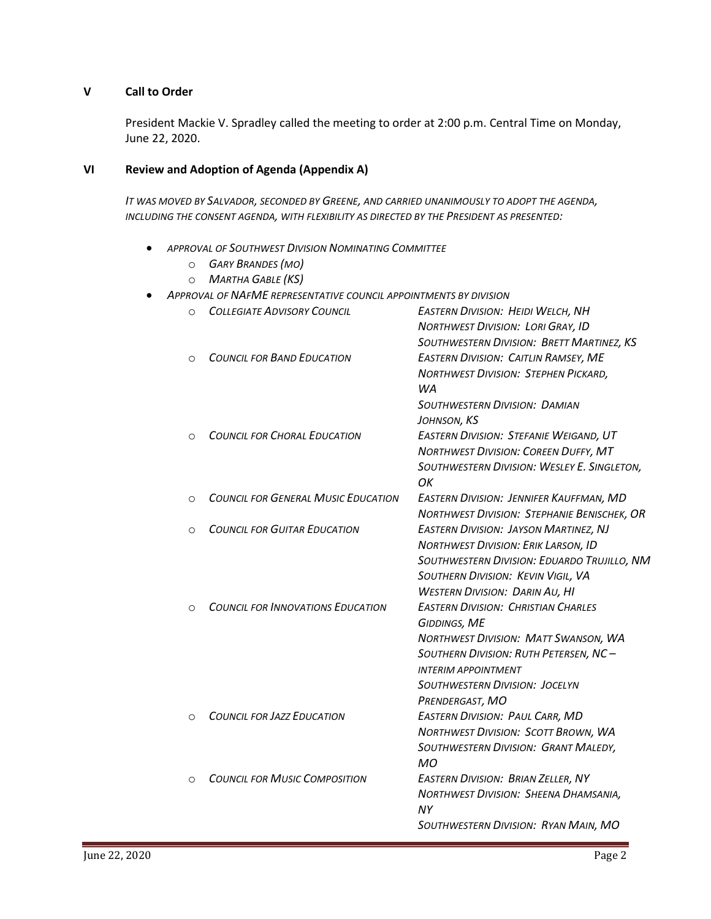## V Call to Order

President Mackie V. Spradley called the meeting to order at 2:00 p.m. Central Time on Monday, June 22, 2020.

## VI Review and Adoption of Agenda (Appendix A)

*IT WAS MOVED BY SALVADOR, SECONDED BY GREENE, AND CARRIED UNANIMOUSLY TO ADOPT THE AGENDA, INCLUDING THE CONSENT AGENDA, WITH FLEXIBILITY AS DIRECTED BY THE PRESIDENT AS PRESENTED:*

- *APPROVAL OF SOUTHWEST DIVISION NOMINATING COMMITTEE*
  - *GARY BRANDES (MO)*
  - *MARTHA GABLE (KS)*
- *APPROVAL OF NAFME REPRESENTATIVE COUNCIL APPOINTMENTS BY DIVISION*
  - *COLLEGIATE ADVISORY COUNCIL*
    - *EASTERN DIVISION: HEIDI WELCH, NH*
    - *NORTHWEST DIVISION: LORI GRAY, ID*
    - *SOUTHWESTERN DIVISION: BRETT MARTINEZ, KS*
  - *COUNCIL FOR BAND EDUCATION*
    - *EASTERN DIVISION: CAITLIN RAMSEY, ME*
    - *NORTHWEST DIVISION: STEPHEN PICKARD, WA*
    - *SOUTHWESTERN DIVISION: DAMIAN JOHNSON, KS*
  - *COUNCIL FOR CHORAL EDUCATION*
    - *EASTERN DIVISION: STEFANIE WEIGAND, UT*
    - *NORTHWEST DIVISION: COREEN DUFFY, MT*
    - *SOUTHWESTERN DIVISION: WESLEY E. SINGLETON, OK*
  - *COUNCIL FOR GENERAL MUSIC EDUCATION*
    - *EASTERN DIVISION: JENNIFER KAUFFMAN, MD*
    - *NORTHWEST DIVISION: STEPHANIE BENISCHEK, OR*
  - *COUNCIL FOR GUITAR EDUCATION*
    - *EASTERN DIVISION: JAYSON MARTINEZ, NJ*
    - *NORTHWEST DIVISION: ERIK LARSON, ID*
    - *SOUTHWESTERN DIVISION: EDUARDO TRUJILLO, NM*
    - *SOUTHERN DIVISION: KEVIN VIGIL, VA*
    - *WESTERN DIVISION: DARIN AU, HI*
  - *COUNCIL FOR INNOVATIONS EDUCATION*
    - *EASTERN DIVISION: CHRISTIAN CHARLES GIDDINGS, ME*
    - *NORTHWEST DIVISION: MATT SWANSON, WA*
    - *SOUTHERN DIVISION: RUTH PETERSEN, NC – INTERIM APPOINTMENT*
    - *SOUTHWESTERN DIVISION: JOCELYN PRENDERGAST, MO*
  - *COUNCIL FOR JAZZ EDUCATION*
    - *EASTERN DIVISION: PAUL CARR, MD*
    - *NORTHWEST DIVISION: SCOTT BROWN, WA*
    - *SOUTHWESTERN DIVISION: GRANT MALEDY, MO*
  - *COUNCIL FOR MUSIC COMPOSITION*
    - *EASTERN DIVISION: BRIAN ZELLER, NY*
    - *NORTHWEST DIVISION: SHEENA DHAMSANIA, NY*
    - *SOUTHWESTERN DIVISION: RYAN MAIN, MO*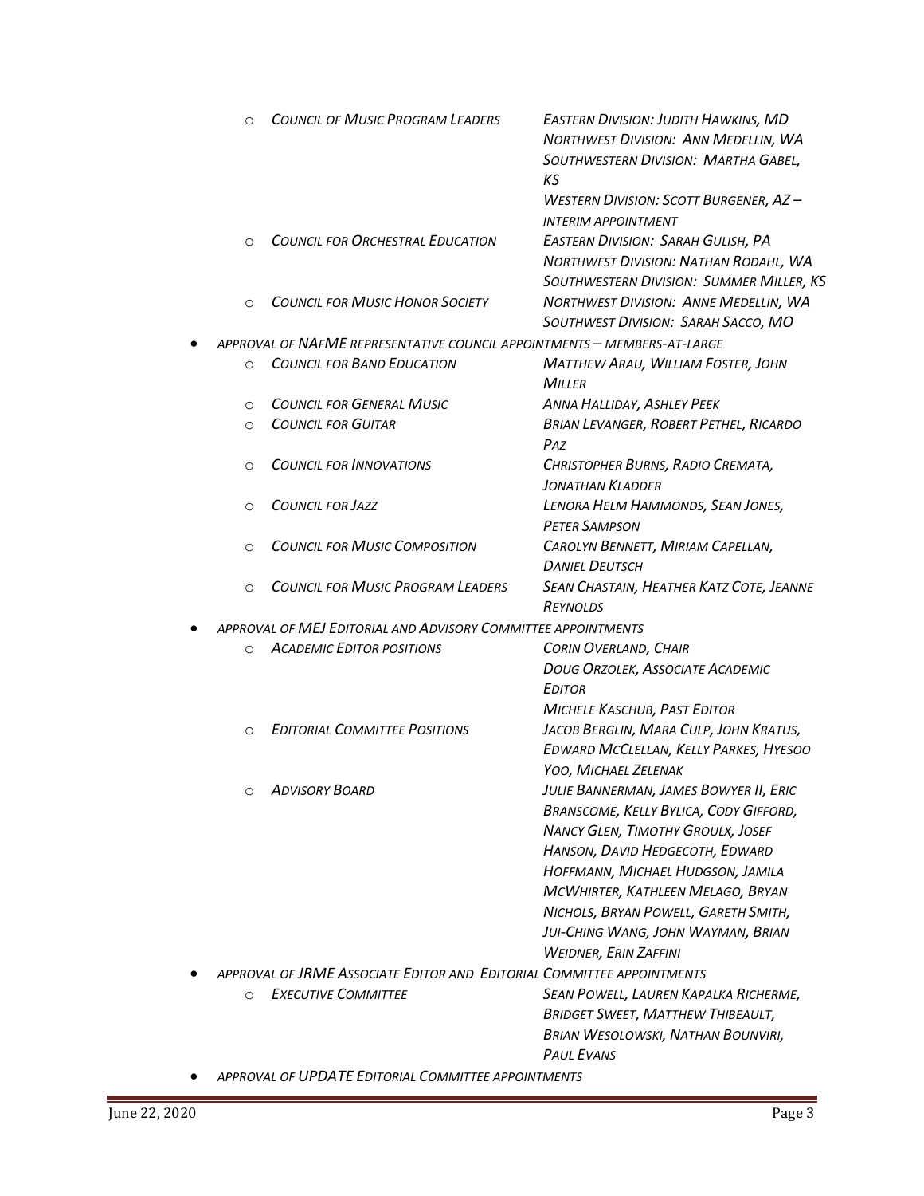- *Council of Music Program Leaders* — *Eastern Division: Judith Hawkins, MD; Northwest Division: Ann Medellin, WA; Southwestern Division: Martha Gabel, KS; Western Division: Scott Burgener, AZ – interim appointment*
- *Council for Orchestral Education* — *Eastern Division: Sarah Gulish, PA; Northwest Division: Nathan Rodahl, WA; Southwestern Division: Summer Miller, KS*
- *Council for Music Honor Society* — *Northwest Division: Anne Medellin, WA; Southwest Division: Sarah Sacco, MO*

- *Approval of NAfME Representative Council Appointments – Members-at-Large*
  - *Council for Band Education* — *Matthew Arau, William Foster, John Miller*
  - *Council for General Music* — *Anna Halliday, Ashley Peek*
  - *Council for Guitar* — *Brian Levanger, Robert Pethel, Ricardo Paz*
  - *Council for Innovations* — *Christopher Burns, Radio Cremata, Jonathan Kladder*
  - *Council for Jazz* — *Lenora Helm Hammonds, Sean Jones, Peter Sampson*
  - *Council for Music Composition* — *Carolyn Bennett, Miriam Capellan, Daniel Deutsch*
  - *Council for Music Program Leaders* — *Sean Chastain, Heather Katz Cote, Jeanne Reynolds*
- *Approval of MEJ Editorial and Advisory Committee Appointments*
  - *Academic Editor Positions* — *Corin Overland, Chair; Doug Orzolek, Associate Academic Editor; Michele Kaschub, Past Editor*
  - *Editorial Committee Positions* — *Jacob Berglin, Mara Culp, John Kratus, Edward McClellan, Kelly Parkes, Hyesoo Yoo, Michael Zelenak*
  - *Advisory Board* — *Julie Bannerman, James Bowyer II, Eric Branscome, Kelly Bylica, Cody Gifford, Nancy Glen, Timothy Groulx, Josef Hanson, David Hedgecoth, Edward Hoffmann, Michael Hudgson, Jamila McWhirter, Kathleen Melago, Bryan Nichols, Bryan Powell, Gareth Smith, Jui-Ching Wang, John Wayman, Brian Weidner, Erin Zaffini*
- *Approval of JRME Associate Editor and Editorial Committee Appointments*
  - *Executive Committee* — *Sean Powell, Lauren Kapalka Richerme, Bridget Sweet, Matthew Thibeault, Brian Wesolowski, Nathan Bounviri, Paul Evans*
- *Approval of UPDATE Editorial Committee Appointments*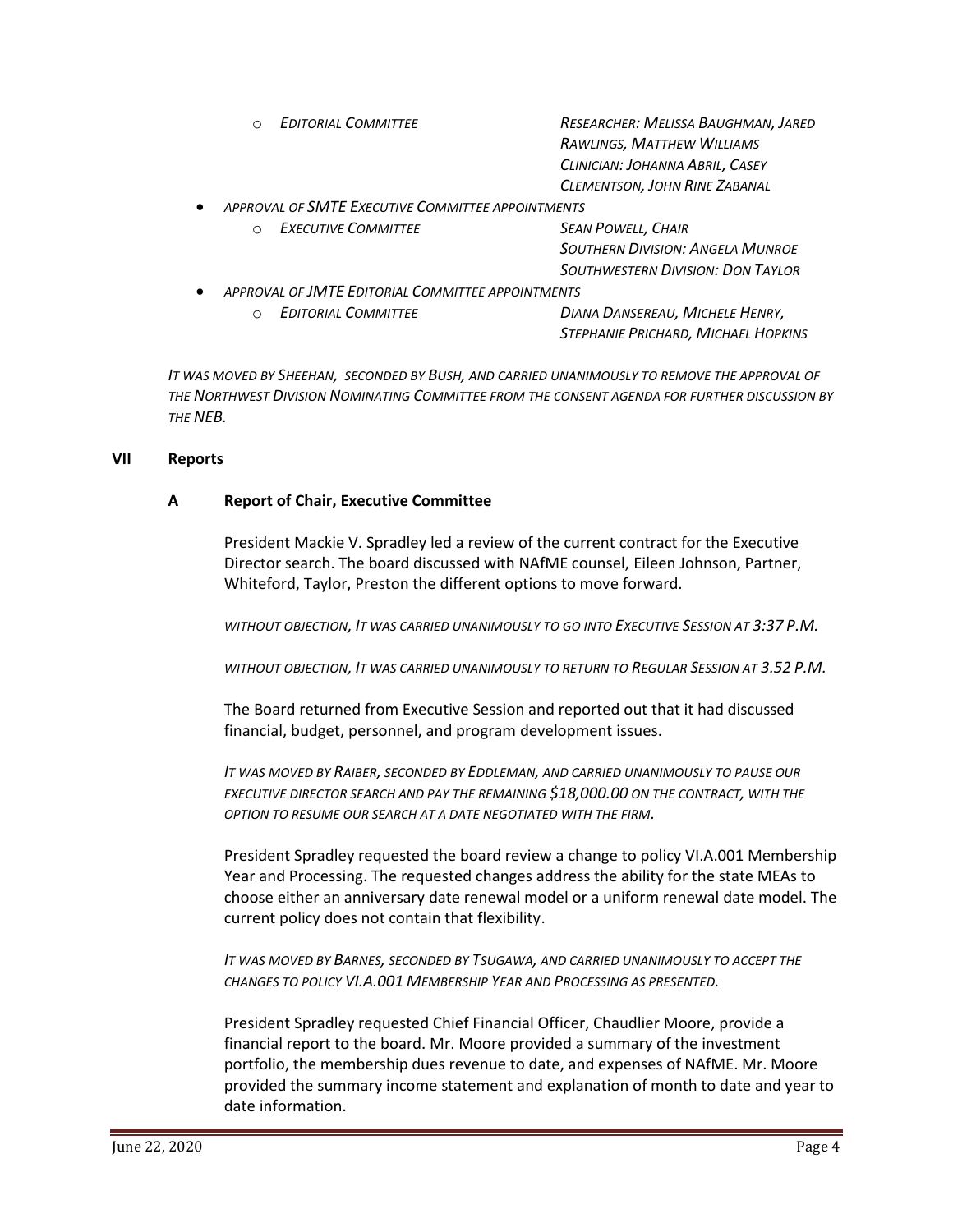- *Editorial Committee* — *Researcher: Melissa Baughman, Jared Rawlings, Matthew Williams*
  *Clinician: Johanna Abril, Casey Clementson, John Rine Zabanal*

- *Approval of SMTE Executive Committee appointments*
  - *Executive Committee* — *Sean Powell, Chair*
    *Southern Division: Angela Munroe*
    *Southwestern Division: Don Taylor*
- *Approval of JMTE Editorial Committee appointments*
  - *Editorial Committee* — *Diana Dansereau, Michele Henry, Stephanie Prichard, Michael Hopkins*

*It was moved by Sheehan, seconded by Bush, and carried unanimously to remove the approval of the Northwest Division Nominating Committee from the consent agenda for further discussion by the NEB.*

## VII Reports

### A Report of Chair, Executive Committee

President Mackie V. Spradley led a review of the current contract for the Executive Director search. The board discussed with NAfME counsel, Eileen Johnson, Partner, Whiteford, Taylor, Preston the different options to move forward.

*Without objection, It was carried unanimously to go into Executive Session at 3:37 P.M.*

*Without objection, It was carried unanimously to return to Regular Session at 3.52 P.M.*

The Board returned from Executive Session and reported out that it had discussed financial, budget, personnel, and program development issues.

*It was moved by Raiber, seconded by Eddleman, and carried unanimously to pause our executive director search and pay the remaining $18,000.00 on the contract, with the option to resume our search at a date negotiated with the firm.*

President Spradley requested the board review a change to policy VI.A.001 Membership Year and Processing. The requested changes address the ability for the state MEAs to choose either an anniversary date renewal model or a uniform renewal date model. The current policy does not contain that flexibility.

*It was moved by Barnes, seconded by Tsugawa, and carried unanimously to accept the changes to policy VI.A.001 Membership Year and Processing as presented.*

President Spradley requested Chief Financial Officer, Chaudlier Moore, provide a financial report to the board. Mr. Moore provided a summary of the investment portfolio, the membership dues revenue to date, and expenses of NAfME. Mr. Moore provided the summary income statement and explanation of month to date and year to date information.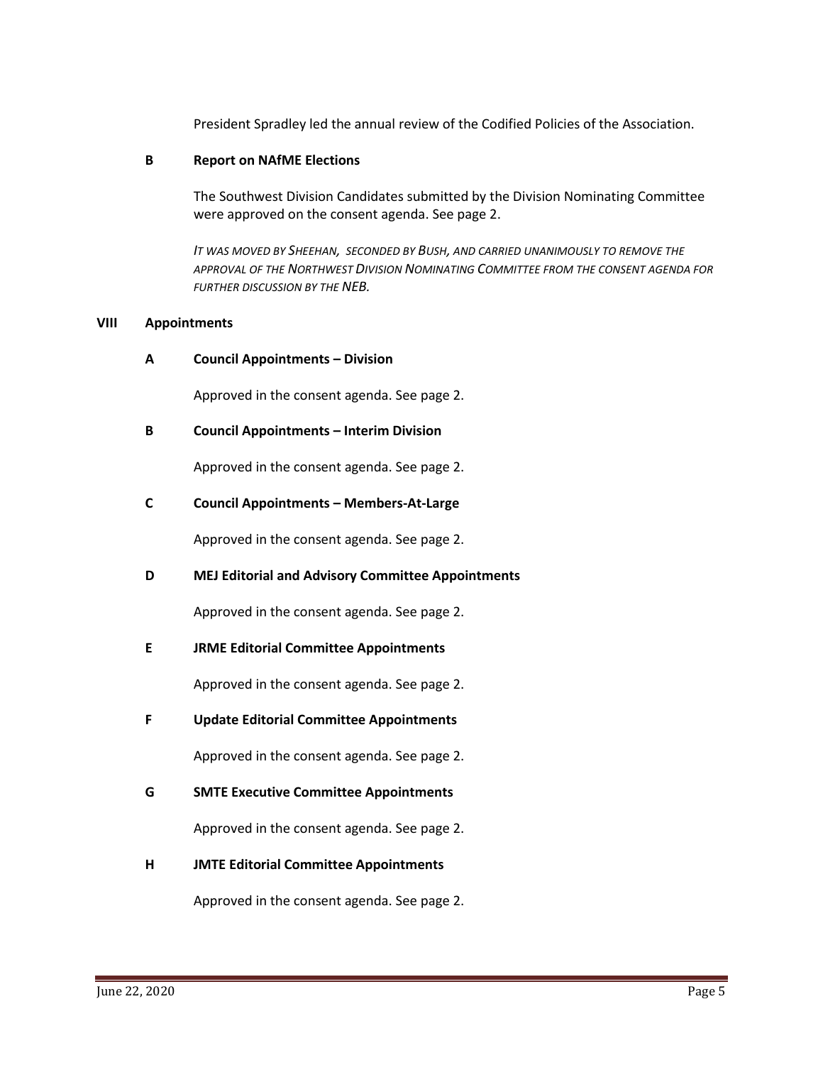President Spradley led the annual review of the Codified Policies of the Association.

### B Report on NAfME Elections

The Southwest Division Candidates submitted by the Division Nominating Committee were approved on the consent agenda. See page 2.

*IT WAS MOVED BY SHEEHAN, SECONDED BY BUSH, AND CARRIED UNANIMOUSLY TO REMOVE THE APPROVAL OF THE NORTHWEST DIVISION NOMINATING COMMITTEE FROM THE CONSENT AGENDA FOR FURTHER DISCUSSION BY THE NEB.*

## VIII Appointments

### A Council Appointments – Division

Approved in the consent agenda. See page 2.

### B Council Appointments – Interim Division

Approved in the consent agenda. See page 2.

### C Council Appointments – Members-At-Large

Approved in the consent agenda. See page 2.

### D MEJ Editorial and Advisory Committee Appointments

Approved in the consent agenda. See page 2.

### E JRME Editorial Committee Appointments

Approved in the consent agenda. See page 2.

### F Update Editorial Committee Appointments

Approved in the consent agenda. See page 2.

### G SMTE Executive Committee Appointments

Approved in the consent agenda. See page 2.

### H JMTE Editorial Committee Appointments

Approved in the consent agenda. See page 2.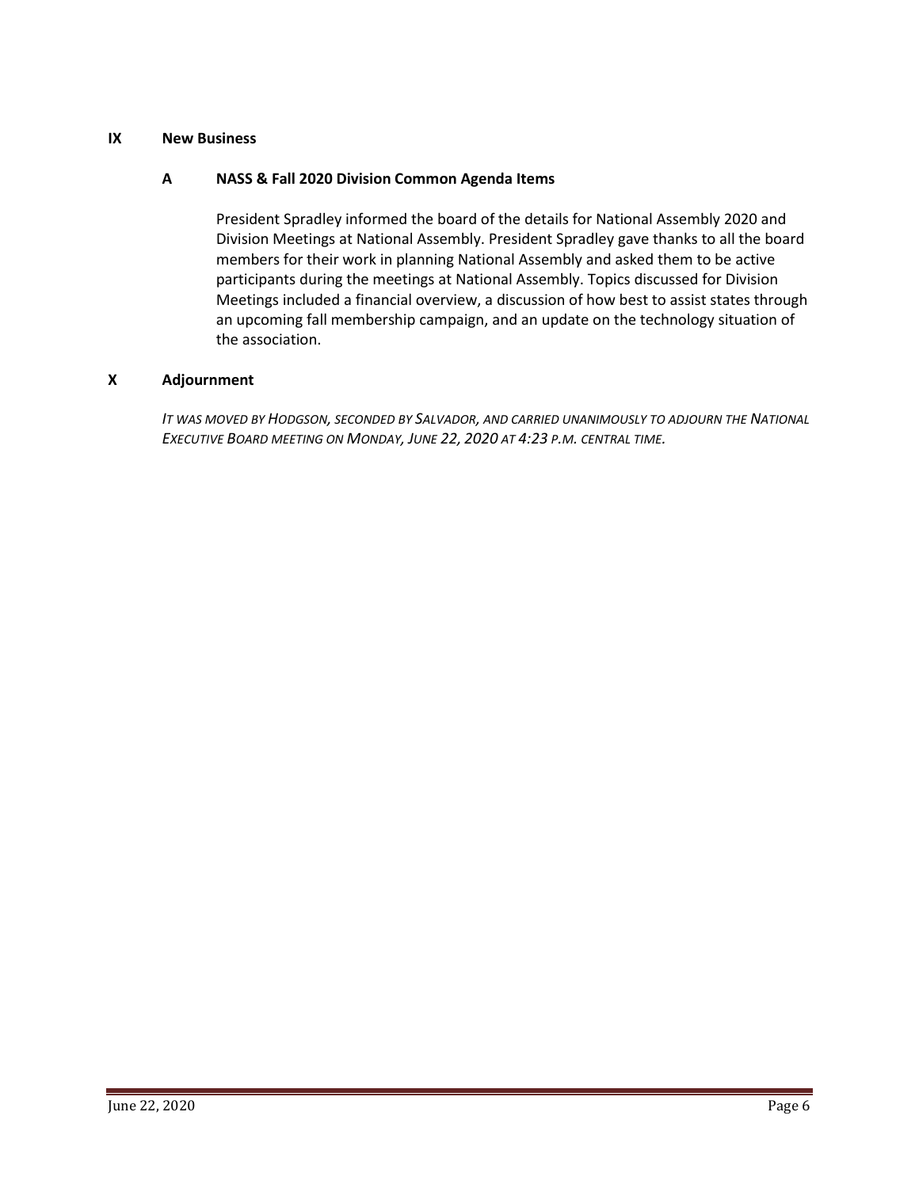## IX New Business

### A NASS & Fall 2020 Division Common Agenda Items

President Spradley informed the board of the details for National Assembly 2020 and Division Meetings at National Assembly. President Spradley gave thanks to all the board members for their work in planning National Assembly and asked them to be active participants during the meetings at National Assembly. Topics discussed for Division Meetings included a financial overview, a discussion of how best to assist states through an upcoming fall membership campaign, and an update on the technology situation of the association.

## X Adjournment

*IT WAS MOVED BY HODGSON, SECONDED BY SALVADOR, AND CARRIED UNANIMOUSLY TO ADJOURN THE NATIONAL EXECUTIVE BOARD MEETING ON MONDAY, JUNE 22, 2020 AT 4:23 P.M. CENTRAL TIME.*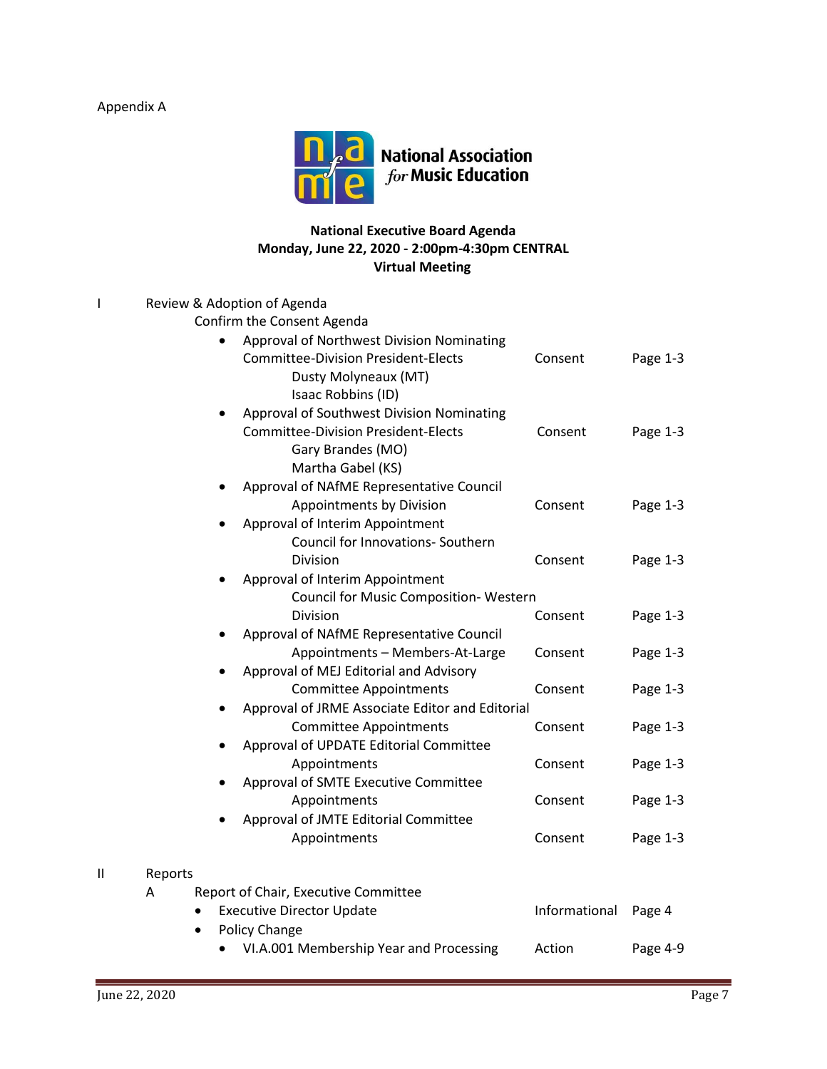Appendix A

**National Association for Music Education**

**National Executive Board Agenda**
**Monday, June 22, 2020 - 2:00pm-4:30pm CENTRAL**
**Virtual Meeting**

| | | | |
|---|---|---|---|
| I | Review & Adoption of Agenda | | |
| | Confirm the Consent Agenda | | |
| | • Approval of Northwest Division Nominating Committee-Division President-Elects<br>Dusty Molyneaux (MT)<br>Isaac Robbins (ID) | Consent | Page 1-3 |
| | • Approval of Southwest Division Nominating Committee-Division President-Elects<br>Gary Brandes (MO)<br>Martha Gabel (KS) | Consent | Page 1-3 |
| | • Approval of NAfME Representative Council Appointments by Division | Consent | Page 1-3 |
| | • Approval of Interim Appointment Council for Innovations- Southern Division | Consent | Page 1-3 |
| | • Approval of Interim Appointment Council for Music Composition- Western Division | Consent | Page 1-3 |
| | • Approval of NAfME Representative Council Appointments – Members-At-Large | Consent | Page 1-3 |
| | • Approval of MEJ Editorial and Advisory Committee Appointments | Consent | Page 1-3 |
| | • Approval of JRME Associate Editor and Editorial Committee Appointments | Consent | Page 1-3 |
| | • Approval of UPDATE Editorial Committee Appointments | Consent | Page 1-3 |
| | • Approval of SMTE Executive Committee Appointments | Consent | Page 1-3 |
| | • Approval of JMTE Editorial Committee Appointments | Consent | Page 1-3 |
| II | Reports | | |
| | A Report of Chair, Executive Committee | | |
| | • Executive Director Update | Informational | Page 4 |
| | • Policy Change | | |
| | • VI.A.001 Membership Year and Processing | Action | Page 4-9 |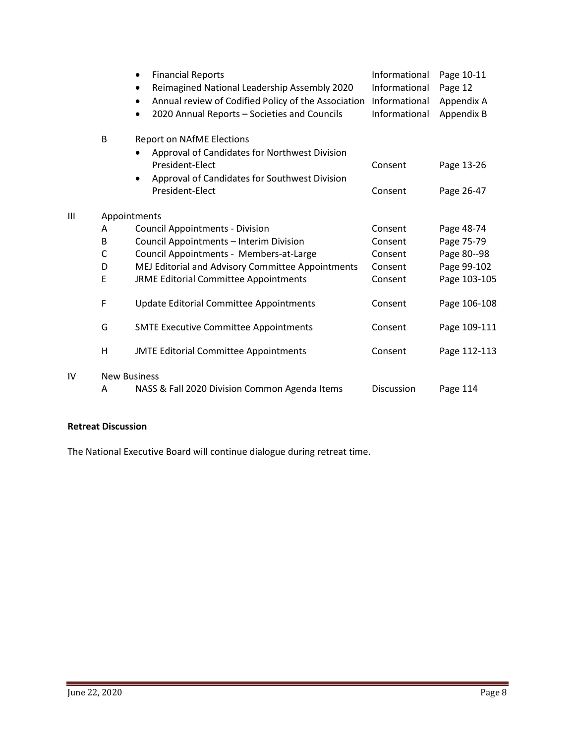| | | | | |
|---|---|---|---|---|
| | | • Financial Reports | Informational | Page 10-11 |
| | | • Reimagined National Leadership Assembly 2020 | Informational | Page 12 |
| | | • Annual review of Codified Policy of the Association | Informational | Appendix A |
| | | • 2020 Annual Reports – Societies and Councils | Informational | Appendix B |
| | B | Report on NAfME Elections | | |
| | | • Approval of Candidates for Northwest Division President-Elect | Consent | Page 13-26 |
| | | • Approval of Candidates for Southwest Division President-Elect | Consent | Page 26-47 |
| III | Appointments | | | |
| | A | Council Appointments - Division | Consent | Page 48-74 |
| | B | Council Appointments – Interim Division | Consent | Page 75-79 |
| | C | Council Appointments - Members-at-Large | Consent | Page 80--98 |
| | D | MEJ Editorial and Advisory Committee Appointments | Consent | Page 99-102 |
| | E | JRME Editorial Committee Appointments | Consent | Page 103-105 |
| | F | Update Editorial Committee Appointments | Consent | Page 106-108 |
| | G | SMTE Executive Committee Appointments | Consent | Page 109-111 |
| | H | JMTE Editorial Committee Appointments | Consent | Page 112-113 |
| IV | New Business | | | |
| | A | NASS & Fall 2020 Division Common Agenda Items | Discussion | Page 114 |

**Retreat Discussion**

The National Executive Board will continue dialogue during retreat time.